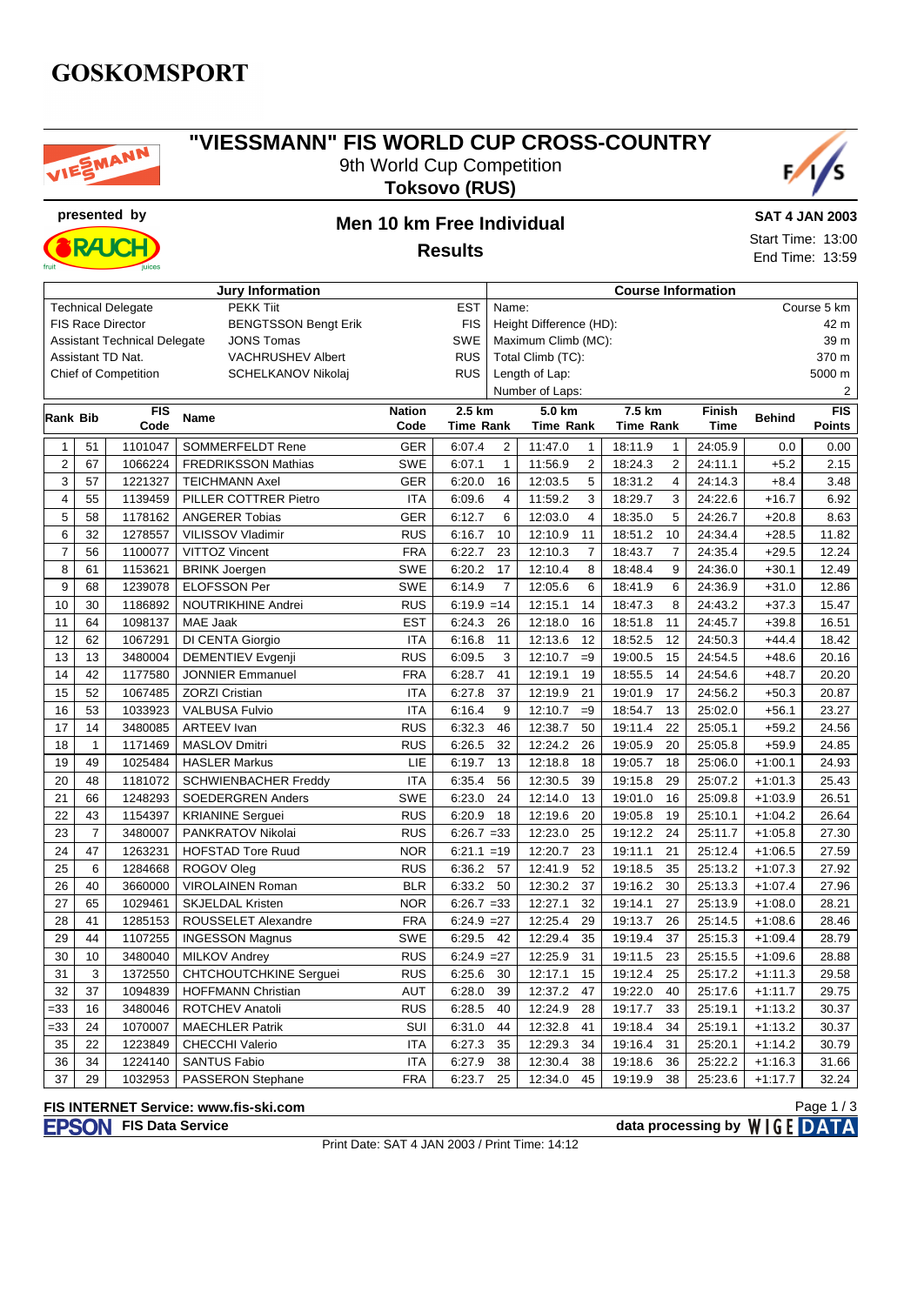GOSKOMSPORT

# "VIESSMANN" FIS WORLD CUP CROSS-COUNTRY

9th World Cup Competition

**Toksovo (RUS)**

presented by

## Men 10 km Free Individual

**Results**

**SAT 4 JAN 2003**

Start Time: 13:00

End Time: 13:59

| Jury Information | | | Course Information | |
|---|---|---|---|---|
| Technical Delegate | PEKK Tiit | EST | Name: | Course 5 km |
| FIS Race Director | BENGTSSON Bengt Erik | FIS | Height Difference (HD): | 42 m |
| Assistant Technical Delegate | JONS Tomas | SWE | Maximum Climb (MC): | 39 m |
| Assistant TD Nat. | VACHRUSHEV Albert | RUS | Total Climb (TC): | 370 m |
| Chief of Competition | SCHELKANOV Nikolaj | RUS | Length of Lap: | 5000 m |
| | | | Number of Laps: | 2 |

| Rank | Bib | FIS Code | Name | Nation Code | 2.5 km Time | Rank | 5.0 km Time | Rank | 7.5 km Time | Rank | Finish Time | Behind | FIS Points |
|---|---|---|---|---|---|---|---|---|---|---|---|---|---|
| 1 | 51 | 1101047 | SOMMERFELDT Rene | GER | 6:07.4 | 2 | 11:47.0 | 1 | 18:11.9 | 1 | 24:05.9 | 0.0 | 0.00 |
| 2 | 67 | 1066224 | FREDRIKSSON Mathias | SWE | 6:07.1 | 1 | 11:56.9 | 2 | 18:24.3 | 2 | 24:11.1 | +5.2 | 2.15 |
| 3 | 57 | 1221327 | TEICHMANN Axel | GER | 6:20.0 | 16 | 12:03.5 | 5 | 18:31.2 | 4 | 24:14.3 | +8.4 | 3.48 |
| 4 | 55 | 1139459 | PILLER COTTRER Pietro | ITA | 6:09.6 | 4 | 11:59.2 | 3 | 18:29.7 | 3 | 24:22.6 | +16.7 | 6.92 |
| 5 | 58 | 1178162 | ANGERER Tobias | GER | 6:12.7 | 6 | 12:03.0 | 4 | 18:35.0 | 5 | 24:26.7 | +20.8 | 8.63 |
| 6 | 32 | 1278557 | VILISSOV Vladimir | RUS | 6:16.7 | 10 | 12:10.9 | 11 | 18:51.2 | 10 | 24:34.4 | +28.5 | 11.82 |
| 7 | 56 | 1100077 | VITTOZ Vincent | FRA | 6:22.7 | 23 | 12:10.3 | 7 | 18:43.7 | 7 | 24:35.4 | +29.5 | 12.24 |
| 8 | 61 | 1153621 | BRINK Joergen | SWE | 6:20.2 | 17 | 12:10.4 | 8 | 18:48.4 | 9 | 24:36.0 | +30.1 | 12.49 |
| 9 | 68 | 1239078 | ELOFSSON Per | SWE | 6:14.9 | 7 | 12:05.6 | 6 | 18:41.9 | 6 | 24:36.9 | +31.0 | 12.86 |
| 10 | 30 | 1186892 | NOUTRIKHINE Andrei | RUS | 6:19.9 | =14 | 12:15.1 | 14 | 18:47.3 | 8 | 24:43.2 | +37.3 | 15.47 |
| 11 | 64 | 1098137 | MAE Jaak | EST | 6:24.3 | 26 | 12:18.0 | 16 | 18:51.8 | 11 | 24:45.7 | +39.8 | 16.51 |
| 12 | 62 | 1067291 | DI CENTA Giorgio | ITA | 6:16.8 | 11 | 12:13.6 | 12 | 18:52.5 | 12 | 24:50.3 | +44.4 | 18.42 |
| 13 | 13 | 3480004 | DEMENTIEV Evgenji | RUS | 6:09.5 | 3 | 12:10.7 | =9 | 19:00.5 | 15 | 24:54.5 | +48.6 | 20.16 |
| 14 | 42 | 1177580 | JONNIER Emmanuel | FRA | 6:28.7 | 41 | 12:19.1 | 19 | 18:55.5 | 14 | 24:54.6 | +48.7 | 20.20 |
| 15 | 52 | 1067485 | ZORZI Cristian | ITA | 6:27.8 | 37 | 12:19.9 | 21 | 19:01.9 | 17 | 24:56.2 | +50.3 | 20.87 |
| 16 | 53 | 1033923 | VALBUSA Fulvio | ITA | 6:16.4 | 9 | 12:10.7 | =9 | 18:54.7 | 13 | 25:02.0 | +56.1 | 23.27 |
| 17 | 14 | 3480085 | ARTEEV Ivan | RUS | 6:32.3 | 46 | 12:38.7 | 50 | 19:11.4 | 22 | 25:05.1 | +59.2 | 24.56 |
| 18 | 1 | 1171469 | MASLOV Dmitri | RUS | 6:26.5 | 32 | 12:24.2 | 26 | 19:05.9 | 20 | 25:05.8 | +59.9 | 24.85 |
| 19 | 49 | 1025484 | HASLER Markus | LIE | 6:19.7 | 13 | 12:18.8 | 18 | 19:05.7 | 18 | 25:06.0 | +1:00.1 | 24.93 |
| 20 | 48 | 1181072 | SCHWIENBACHER Freddy | ITA | 6:35.4 | 56 | 12:30.5 | 39 | 19:15.8 | 29 | 25:07.2 | +1:01.3 | 25.43 |
| 21 | 66 | 1248293 | SOEDERGREN Anders | SWE | 6:23.0 | 24 | 12:14.0 | 13 | 19:01.0 | 16 | 25:09.8 | +1:03.9 | 26.51 |
| 22 | 43 | 1154397 | KRIANINE Serguei | RUS | 6:20.9 | 18 | 12:19.6 | 20 | 19:05.8 | 19 | 25:10.1 | +1:04.2 | 26.64 |
| 23 | 7 | 3480007 | PANKRATOV Nikolai | RUS | 6:26.7 | =33 | 12:23.0 | 25 | 19:12.2 | 24 | 25:11.7 | +1:05.8 | 27.30 |
| 24 | 47 | 1263231 | HOFSTAD Tore Ruud | NOR | 6:21.1 | =19 | 12:20.7 | 23 | 19:11.1 | 21 | 25:12.4 | +1:06.5 | 27.59 |
| 25 | 6 | 1284668 | ROGOV Oleg | RUS | 6:36.2 | 57 | 12:41.9 | 52 | 19:18.5 | 35 | 25:13.2 | +1:07.3 | 27.92 |
| 26 | 40 | 3660000 | VIROLAINEN Roman | BLR | 6:33.2 | 50 | 12:30.2 | 37 | 19:16.2 | 30 | 25:13.3 | +1:07.4 | 27.96 |
| 27 | 65 | 1029461 | SKJELDAL Kristen | NOR | 6:26.7 | =33 | 12:27.1 | 32 | 19:14.1 | 27 | 25:13.9 | +1:08.0 | 28.21 |
| 28 | 41 | 1285153 | ROUSSELET Alexandre | FRA | 6:24.9 | =27 | 12:25.4 | 29 | 19:13.7 | 26 | 25:14.5 | +1:08.6 | 28.46 |
| 29 | 44 | 1107255 | INGESSON Magnus | SWE | 6:29.5 | 42 | 12:29.4 | 35 | 19:19.4 | 37 | 25:15.3 | +1:09.4 | 28.79 |
| 30 | 10 | 3480040 | MILKOV Andrey | RUS | 6:24.9 | =27 | 12:25.9 | 31 | 19:11.5 | 23 | 25:15.5 | +1:09.6 | 28.88 |
| 31 | 3 | 1372550 | CHTCHOUTCHKINE Serguei | RUS | 6:25.6 | 30 | 12:17.1 | 15 | 19:12.4 | 25 | 25:17.2 | +1:11.3 | 29.58 |
| 32 | 37 | 1094839 | HOFFMANN Christian | AUT | 6:28.0 | 39 | 12:37.2 | 47 | 19:22.0 | 40 | 25:17.6 | +1:11.7 | 29.75 |
| =33 | 16 | 3480046 | ROTCHEV Anatoli | RUS | 6:28.5 | 40 | 12:24.9 | 28 | 19:17.7 | 33 | 25:19.1 | +1:13.2 | 30.37 |
| =33 | 24 | 1070007 | MAECHLER Patrik | SUI | 6:31.0 | 44 | 12:32.8 | 41 | 19:18.4 | 34 | 25:19.1 | +1:13.2 | 30.37 |
| 35 | 22 | 1223849 | CHECCHI Valerio | ITA | 6:27.3 | 35 | 12:29.3 | 34 | 19:16.4 | 31 | 25:20.1 | +1:14.2 | 30.79 |
| 36 | 34 | 1224140 | SANTUS Fabio | ITA | 6:27.9 | 38 | 12:30.4 | 38 | 19:18.6 | 36 | 25:22.2 | +1:16.3 | 31.66 |
| 37 | 29 | 1032953 | PASSERON Stephane | FRA | 6:23.7 | 25 | 12:34.0 | 45 | 19:19.9 | 38 | 25:23.6 | +1:17.7 | 32.24 |

**FIS INTERNET Service: www.fis-ski.com**

EPSON **FIS Data Service** — **data processing by WIGE DATA**

Print Date: SAT 4 JAN 2003 / Print Time: 14:12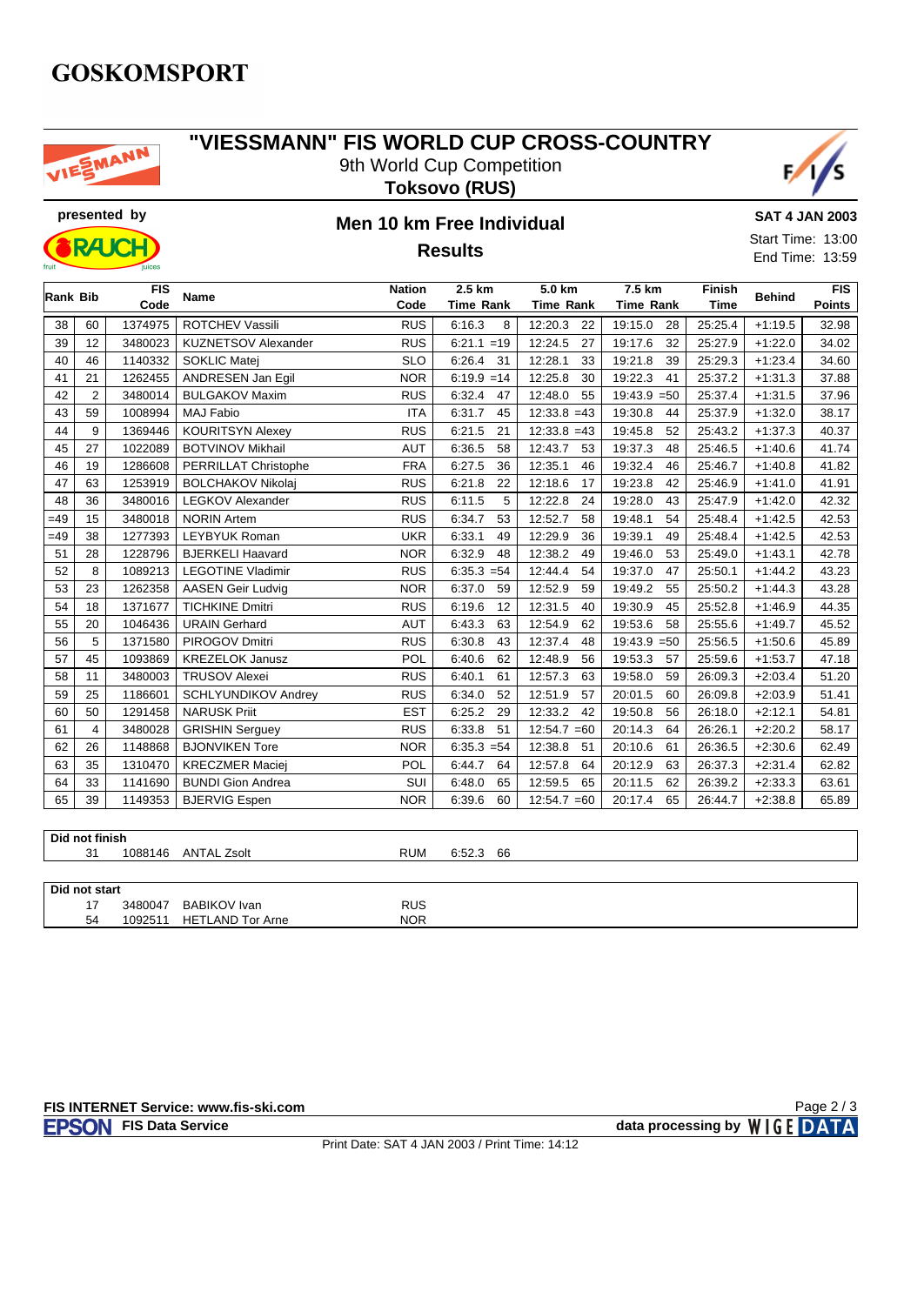# GOSKOMSPORT

## "VIESSMANN" FIS WORLD CUP CROSS-COUNTRY

9th World Cup Competition

**Toksovo (RUS)**

presented by

### Men 10 km Free Individual

### Results

**SAT 4 JAN 2003**

Start Time: 13:00

End Time: 13:59

| Rank | Bib | FIS Code | Name | Nation Code | 2.5 km Time | Rank | 5.0 km Time | Rank | 7.5 km Time | Rank | Finish Time | Behind | FIS Points |
|---|---|---|---|---|---|---|---|---|---|---|---|---|---|
| 38 | 60 | 1374975 | ROTCHEV Vassili | RUS | 6:16.3 | 8 | 12:20.3 | 22 | 19:15.0 | 28 | 25:25.4 | +1:19.5 | 32.98 |
| 39 | 12 | 3480023 | KUZNETSOV Alexander | RUS | 6:21.1 | =19 | 12:24.5 | 27 | 19:17.6 | 32 | 25:27.9 | +1:22.0 | 34.02 |
| 40 | 46 | 1140332 | SOKLIC Matej | SLO | 6:26.4 | 31 | 12:28.1 | 33 | 19:21.8 | 39 | 25:29.3 | +1:23.4 | 34.60 |
| 41 | 21 | 1262455 | ANDRESEN Jan Egil | NOR | 6:19.9 | =14 | 12:25.8 | 30 | 19:22.3 | 41 | 25:37.2 | +1:31.3 | 37.88 |
| 42 | 2 | 3480014 | BULGAKOV Maxim | RUS | 6:32.4 | 47 | 12:48.0 | 55 | 19:43.9 | =50 | 25:37.4 | +1:31.5 | 37.96 |
| 43 | 59 | 1008994 | MAJ Fabio | ITA | 6:31.7 | 45 | 12:33.8 | =43 | 19:30.8 | 44 | 25:37.9 | +1:32.0 | 38.17 |
| 44 | 9 | 1369446 | KOURITSYN Alexey | RUS | 6:21.5 | 21 | 12:33.8 | =43 | 19:45.8 | 52 | 25:43.2 | +1:37.3 | 40.37 |
| 45 | 27 | 1022089 | BOTVINOV Mikhail | AUT | 6:36.5 | 58 | 12:43.7 | 53 | 19:37.3 | 48 | 25:46.5 | +1:40.6 | 41.74 |
| 46 | 19 | 1286608 | PERRILLAT Christophe | FRA | 6:27.5 | 36 | 12:35.1 | 46 | 19:32.4 | 46 | 25:46.7 | +1:40.8 | 41.82 |
| 47 | 63 | 1253919 | BOLCHAKOV Nikolaj | RUS | 6:21.8 | 22 | 12:18.6 | 17 | 19:23.8 | 42 | 25:46.9 | +1:41.0 | 41.91 |
| 48 | 36 | 3480016 | LEGKOV Alexander | RUS | 6:11.5 | 5 | 12:22.8 | 24 | 19:28.0 | 43 | 25:47.9 | +1:42.0 | 42.32 |
| =49 | 15 | 3480018 | NORIN Artem | RUS | 6:34.7 | 53 | 12:52.7 | 58 | 19:48.1 | 54 | 25:48.4 | +1:42.5 | 42.53 |
| =49 | 38 | 1277393 | LEYBYUK Roman | UKR | 6:33.1 | 49 | 12:29.9 | 36 | 19:39.1 | 49 | 25:48.4 | +1:42.5 | 42.53 |
| 51 | 28 | 1228796 | BJERKELI Haavard | NOR | 6:32.9 | 48 | 12:38.2 | 49 | 19:46.0 | 53 | 25:49.0 | +1:43.1 | 42.78 |
| 52 | 8 | 1089213 | LEGOTINE Vladimir | RUS | 6:35.3 | =54 | 12:44.4 | 54 | 19:37.0 | 47 | 25:50.1 | +1:44.2 | 43.23 |
| 53 | 23 | 1262358 | AASEN Geir Ludvig | NOR | 6:37.0 | 59 | 12:52.9 | 59 | 19:49.2 | 55 | 25:50.2 | +1:44.3 | 43.28 |
| 54 | 18 | 1371677 | TICHKINE Dmitri | RUS | 6:19.6 | 12 | 12:31.5 | 40 | 19:30.9 | 45 | 25:52.8 | +1:46.9 | 44.35 |
| 55 | 20 | 1046436 | URAIN Gerhard | AUT | 6:43.3 | 63 | 12:54.9 | 62 | 19:53.6 | 58 | 25:55.6 | +1:49.7 | 45.52 |
| 56 | 5 | 1371580 | PIROGOV Dmitri | RUS | 6:30.8 | 43 | 12:37.4 | 48 | 19:43.9 | =50 | 25:56.5 | +1:50.6 | 45.89 |
| 57 | 45 | 1093869 | KREZELOK Janusz | POL | 6:40.6 | 62 | 12:48.9 | 56 | 19:53.3 | 57 | 25:59.6 | +1:53.7 | 47.18 |
| 58 | 11 | 3480003 | TRUSOV Alexei | RUS | 6:40.1 | 61 | 12:57.3 | 63 | 19:58.0 | 59 | 26:09.3 | +2:03.4 | 51.20 |
| 59 | 25 | 1186601 | SCHLYUNDIKOV Andrey | RUS | 6:34.0 | 52 | 12:51.9 | 57 | 20:01.5 | 60 | 26:09.8 | +2:03.9 | 51.41 |
| 60 | 50 | 1291458 | NARUSK Priit | EST | 6:25.2 | 29 | 12:33.2 | 42 | 19:50.8 | 56 | 26:18.0 | +2:12.1 | 54.81 |
| 61 | 4 | 3480028 | GRISHIN Serguey | RUS | 6:33.8 | 51 | 12:54.7 | =60 | 20:14.3 | 64 | 26:26.1 | +2:20.2 | 58.17 |
| 62 | 26 | 1148868 | BJONVIKEN Tore | NOR | 6:35.3 | =54 | 12:38.8 | 51 | 20:10.6 | 61 | 26:36.5 | +2:30.6 | 62.49 |
| 63 | 35 | 1310470 | KRECZMER Maciej | POL | 6:44.7 | 64 | 12:57.8 | 64 | 20:12.9 | 63 | 26:37.3 | +2:31.4 | 62.82 |
| 64 | 33 | 1141690 | BUNDI Gion Andrea | SUI | 6:48.0 | 65 | 12:59.5 | 65 | 20:11.5 | 62 | 26:39.2 | +2:33.3 | 63.61 |
| 65 | 39 | 1149353 | BJERVIG Espen | NOR | 6:39.6 | 60 | 12:54.7 | =60 | 20:17.4 | 65 | 26:44.7 | +2:38.8 | 65.89 |

**Did not finish**

| Bib | FIS Code | Name | Nation Code | 2.5 km Time | Rank |
|---|---|---|---|---|---|
| 31 | 1088146 | ANTAL Zsolt | RUM | 6:52.3 | 66 |

**Did not start**

| Bib | FIS Code | Name | Nation Code |
|---|---|---|---|
| 17 | 3480047 | BABIKOV Ivan | RUS |
| 54 | 1092511 | HETLAND Tor Arne | NOR |

**FIS INTERNET Service: www.fis-ski.com**

EPSON **FIS Data Service**

**data processing by WIGE DATA**

Print Date: SAT 4 JAN 2003 / Print Time: 14:12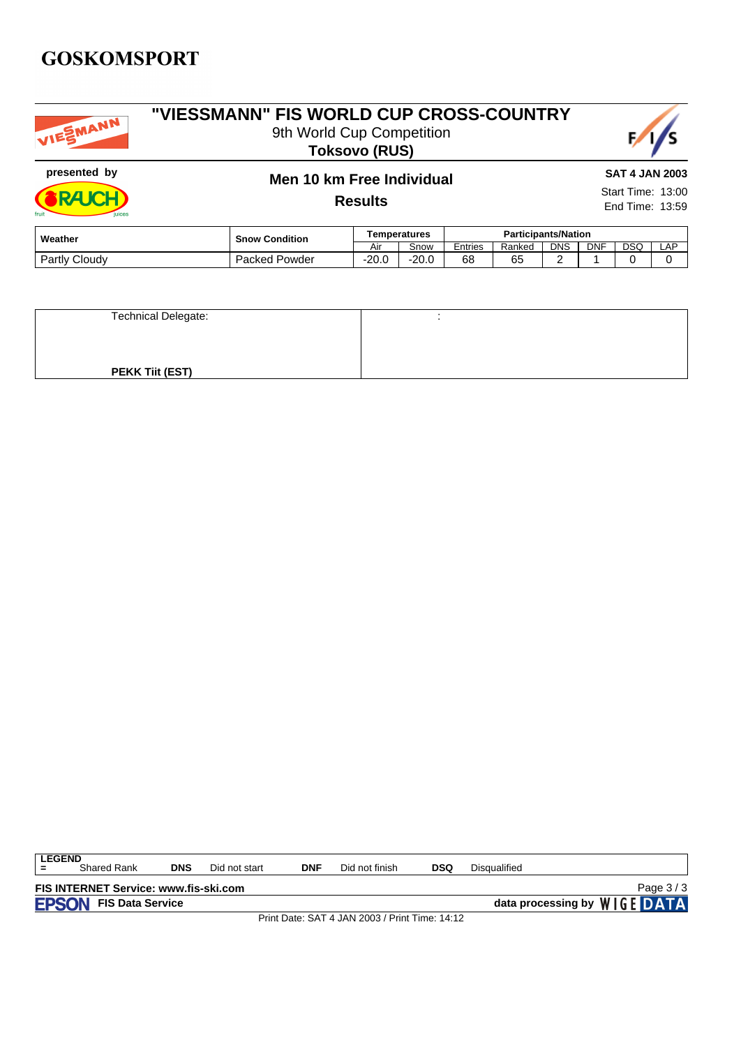GOSKOMSPORT

# "VIESSMANN" FIS WORLD CUP CROSS-COUNTRY

9th World Cup Competition

**Toksovo (RUS)**

presented by

## Men 10 km Free Individual

**Results**

**SAT 4 JAN 2003**

Start Time: 13:00

End Time: 13:59

| Weather | Snow Condition | Temperatures | | Participants/Nation | | | | | |
|---|---|---|---|---|---|---|---|---|---|
| | | Air | Snow | Entries | Ranked | DNS | DNF | DSQ | LAP |
| Partly Cloudy | Packed Powder | -20.0 | -20.0 | 68 | 65 | 2 | 1 | 0 | 0 |

| Technical Delegate: | : |
|---|---|
| **PEKK Tiit (EST)** | |

| LEGEND | | | | | | | |
|---|---|---|---|---|---|---|---|
| = | Shared Rank | DNS | Did not start | DNF | Did not finish | DSQ | Disqualified |

FIS INTERNET Service: www.fis-ski.com

EPSON FIS Data Service

data processing by WIGE DATA

Print Date: SAT 4 JAN 2003 / Print Time: 14:12